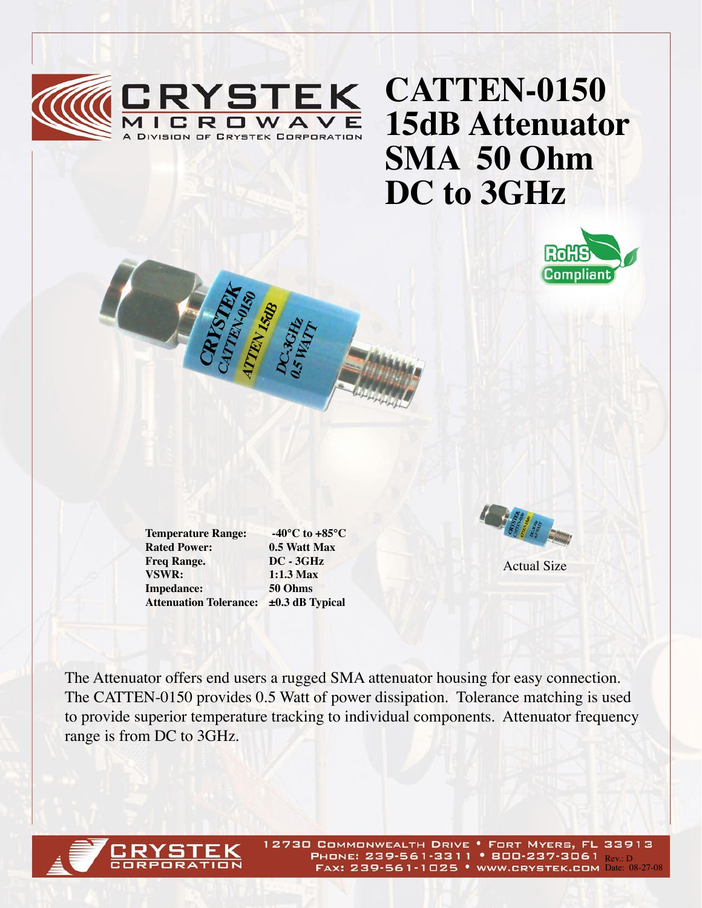# CATTEN-0150
# 15dB Attenuator
# SMA 50 Ohm
# DC to 3GHz

| | |
|---|---|
| **Temperature Range:** | **-40°C to +85°C** |
| **Rated Power:** | **0.5 Watt Max** |
| **Freq Range.** | **DC - 3GHz** |
| **VSWR:** | **1:1.3 Max** |
| **Impedance:** | **50 Ohms** |
| **Attenuation Tolerance:** | **±0.3 dB Typical** |

Actual Size

The Attenuator offers end users a rugged SMA attenuator housing for easy connection. The CATTEN-0150 provides 0.5 Watt of power dissipation. Tolerance matching is used to provide superior temperature tracking to individual components. Attenuator frequency range is from DC to 3GHz.

12730 Commonwealth Drive • Fort Myers, FL 33913
Phone: 239-561-3311 • 800-237-3061
Fax: 239-561-1025 • www.crystek.com

Rev.: D
Date: 08-27-08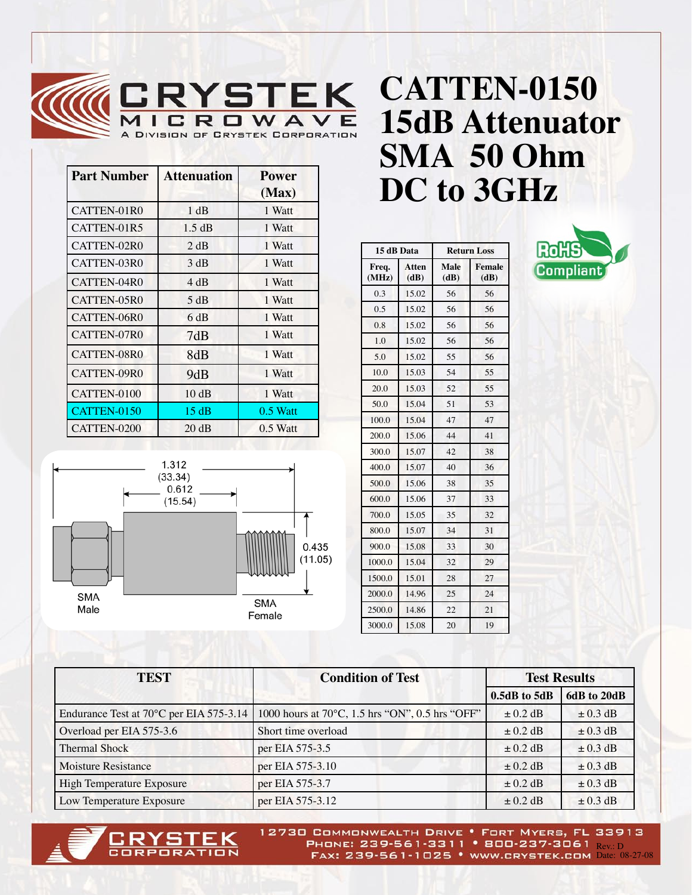# CATTEN-0150 15dB Attenuator SMA 50 Ohm DC to 3GHz

CRYSTEK MICROWAVE
A DIVISION OF CRYSTEK CORPORATION

| Part Number | Attenuation | Power (Max) |
|---|---|---|
| CATTEN-01R0 | 1 dB | 1 Watt |
| CATTEN-01R5 | 1.5 dB | 1 Watt |
| CATTEN-02R0 | 2 dB | 1 Watt |
| CATTEN-03R0 | 3 dB | 1 Watt |
| CATTEN-04R0 | 4 dB | 1 Watt |
| CATTEN-05R0 | 5 dB | 1 Watt |
| CATTEN-06R0 | 6 dB | 1 Watt |
| CATTEN-07R0 | 7dB | 1 Watt |
| CATTEN-08R0 | 8dB | 1 Watt |
| CATTEN-09R0 | 9dB | 1 Watt |
| CATTEN-0100 | 10 dB | 1 Watt |
| CATTEN-0150 | 15 dB | 0.5 Watt |
| CATTEN-0200 | 20 dB | 0.5 Watt |

RoHS Compliant

| 15 dB Data | | Return Loss | |
|---|---|---|---|
| Freq. (MHz) | Atten (dB) | Male (dB) | Female (dB) |
| 0.3 | 15.02 | 56 | 56 |
| 0.5 | 15.02 | 56 | 56 |
| 0.8 | 15.02 | 56 | 56 |
| 1.0 | 15.02 | 56 | 56 |
| 5.0 | 15.02 | 55 | 56 |
| 10.0 | 15.03 | 54 | 55 |
| 20.0 | 15.03 | 52 | 55 |
| 50.0 | 15.04 | 51 | 53 |
| 100.0 | 15.04 | 47 | 47 |
| 200.0 | 15.06 | 44 | 41 |
| 300.0 | 15.07 | 42 | 38 |
| 400.0 | 15.07 | 40 | 36 |
| 500.0 | 15.06 | 38 | 35 |
| 600.0 | 15.06 | 37 | 33 |
| 700.0 | 15.05 | 35 | 32 |
| 800.0 | 15.07 | 34 | 31 |
| 900.0 | 15.08 | 33 | 30 |
| 1000.0 | 15.04 | 32 | 29 |
| 1500.0 | 15.01 | 28 | 27 |
| 2000.0 | 14.96 | 25 | 24 |
| 2500.0 | 14.86 | 22 | 21 |
| 3000.0 | 15.08 | 20 | 19 |

1.312 (33.34)
0.612 (15.54)
0.435 (11.05)
SMA Male
SMA Female

| TEST | Condition of Test | Test Results | |
|---|---|---|---|
| | | 0.5dB to 5dB | 6dB to 20dB |
| Endurance Test at 70°C per EIA 575-3.14 | 1000 hours at 70°C, 1.5 hrs "ON", 0.5 hrs "OFF" | ± 0.2 dB | ± 0.3 dB |
| Overload per EIA 575-3.6 | Short time overload | ± 0.2 dB | ± 0.3 dB |
| Thermal Shock | per EIA 575-3.5 | ± 0.2 dB | ± 0.3 dB |
| Moisture Resistance | per EIA 575-3.10 | ± 0.2 dB | ± 0.3 dB |
| High Temperature Exposure | per EIA 575-3.7 | ± 0.2 dB | ± 0.3 dB |
| Low Temperature Exposure | per EIA 575-3.12 | ± 0.2 dB | ± 0.3 dB |

CRYSTEK CORPORATION
12730 Commonwealth Drive • Fort Myers, FL 33913
Phone: 239-561-3311 • 800-237-3061
Fax: 239-561-1025 • www.crystek.com
Rev.: D
Date: 08-27-08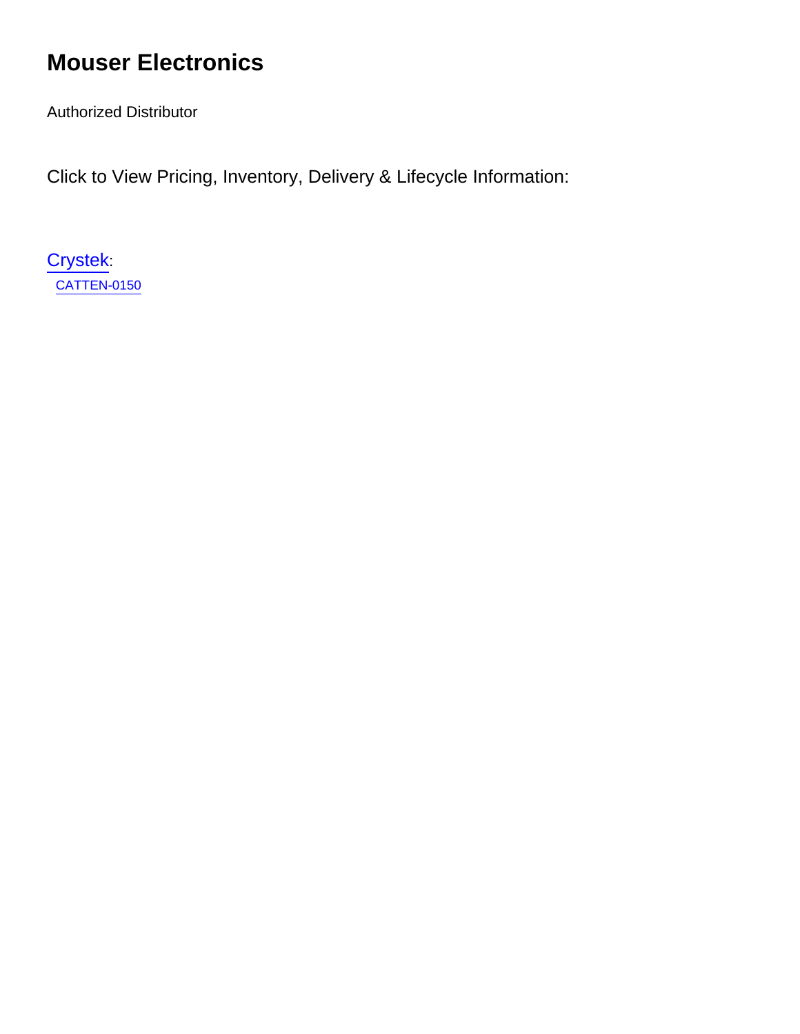# Mouser Electronics

Authorized Distributor

Click to View Pricing, Inventory, Delivery & Lifecycle Information:

Crystek:

CATTEN-0150